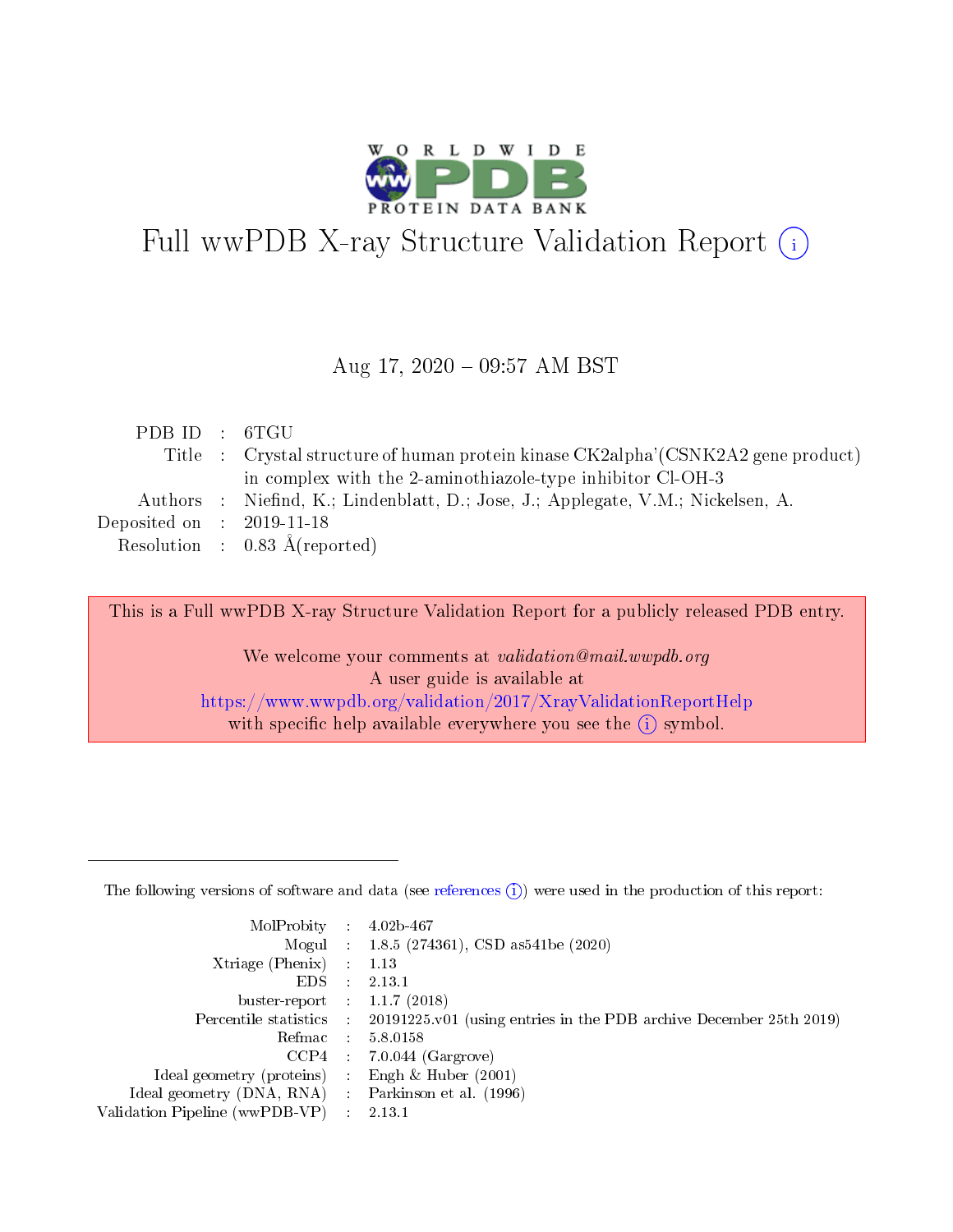# Full wwPDB X-ray Structure Validation Report (i)

Aug 17, 2020 – 09:57 AM BST

| | | |
|---|---|---|
| PDB ID | : | 6TGU |
| Title | : | Crystal structure of human protein kinase CK2alpha'(CSNK2A2 gene product) in complex with the 2-aminothiazole-type inhibitor Cl-OH-3 |
| Authors | : | Niefind, K.; Lindenblatt, D.; Jose, J.; Applegate, V.M.; Nickelsen, A. |
| Deposited on | : | 2019-11-18 |
| Resolution | : | 0.83 Å(reported) |

This is a Full wwPDB X-ray Structure Validation Report for a publicly released PDB entry.

We welcome your comments at *validation@mail.wwpdb.org*
A user guide is available at
https://www.wwpdb.org/validation/2017/XrayValidationReportHelp
with specific help available everywhere you see the (i) symbol.

---

The following versions of software and data (see references (i)) were used in the production of this report:

| | | |
|---|---|---|
| MolProbity | : | 4.02b-467 |
| Mogul | : | 1.8.5 (274361), CSD as541be (2020) |
| Xtriage (Phenix) | : | 1.13 |
| EDS | : | 2.13.1 |
| buster-report | : | 1.1.7 (2018) |
| Percentile statistics | : | 20191225.v01 (using entries in the PDB archive December 25th 2019) |
| Refmac | : | 5.8.0158 |
| CCP4 | : | 7.0.044 (Gargrove) |
| Ideal geometry (proteins) | : | Engh & Huber (2001) |
| Ideal geometry (DNA, RNA) | : | Parkinson et al. (1996) |
| Validation Pipeline (wwPDB-VP) | : | 2.13.1 |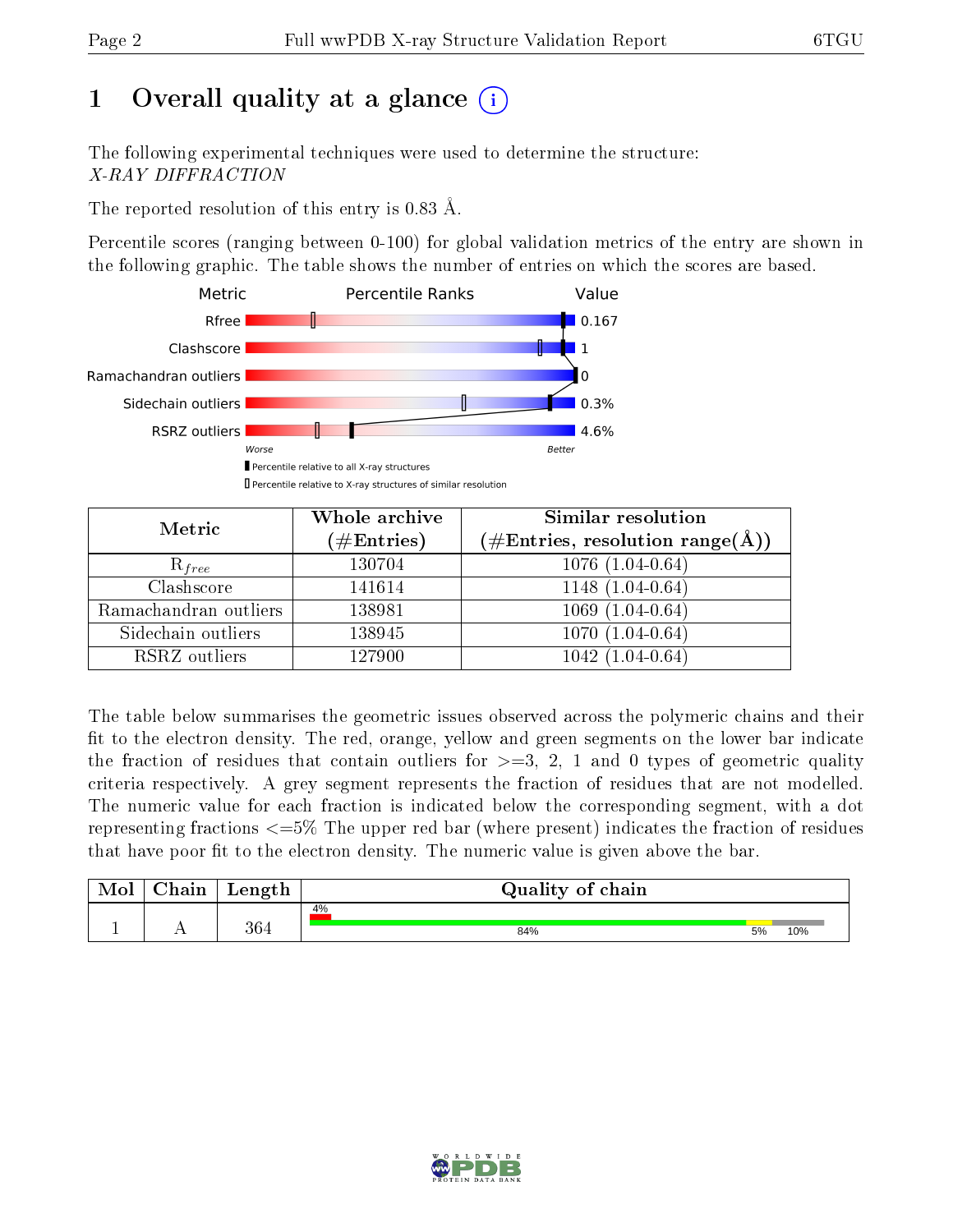# 1 Overall quality at a glance

The following experimental techniques were used to determine the structure:
*X-RAY DIFFRACTION*

The reported resolution of this entry is 0.83 Å.

Percentile scores (ranging between 0-100) for global validation metrics of the entry are shown in the following graphic. The table shows the number of entries on which the scores are based.

| Metric | Value |
|---|---|
| Rfree | 0.167 |
| Clashscore | 1 |
| Ramachandran outliers | 0 |
| Sidechain outliers | 0.3% |
| RSRZ outliers | 4.6% |

Worse — Better

Percentile relative to all X-ray structures

Percentile relative to X-ray structures of similar resolution

| Metric | Whole archive (#Entries) | Similar resolution (#Entries, resolution range(Å)) |
|---|---|---|
| $R_{free}$ | 130704 | 1076 (1.04-0.64) |
| Clashscore | 141614 | 1148 (1.04-0.64) |
| Ramachandran outliers | 138981 | 1069 (1.04-0.64) |
| Sidechain outliers | 138945 | 1070 (1.04-0.64) |
| RSRZ outliers | 127900 | 1042 (1.04-0.64) |

The table below summarises the geometric issues observed across the polymeric chains and their fit to the electron density. The red, orange, yellow and green segments on the lower bar indicate the fraction of residues that contain outliers for >=3, 2, 1 and 0 types of geometric quality criteria respectively. A grey segment represents the fraction of residues that are not modelled. The numeric value for each fraction is indicated below the corresponding segment, with a dot representing fractions <=5% The upper red bar (where present) indicates the fraction of residues that have poor fit to the electron density. The numeric value is given above the bar.

| Mol | Chain | Length | Quality of chain |
|---|---|---|---|
| 1 | A | 364 | 4% (poor fit); 84%, 5%, 10% |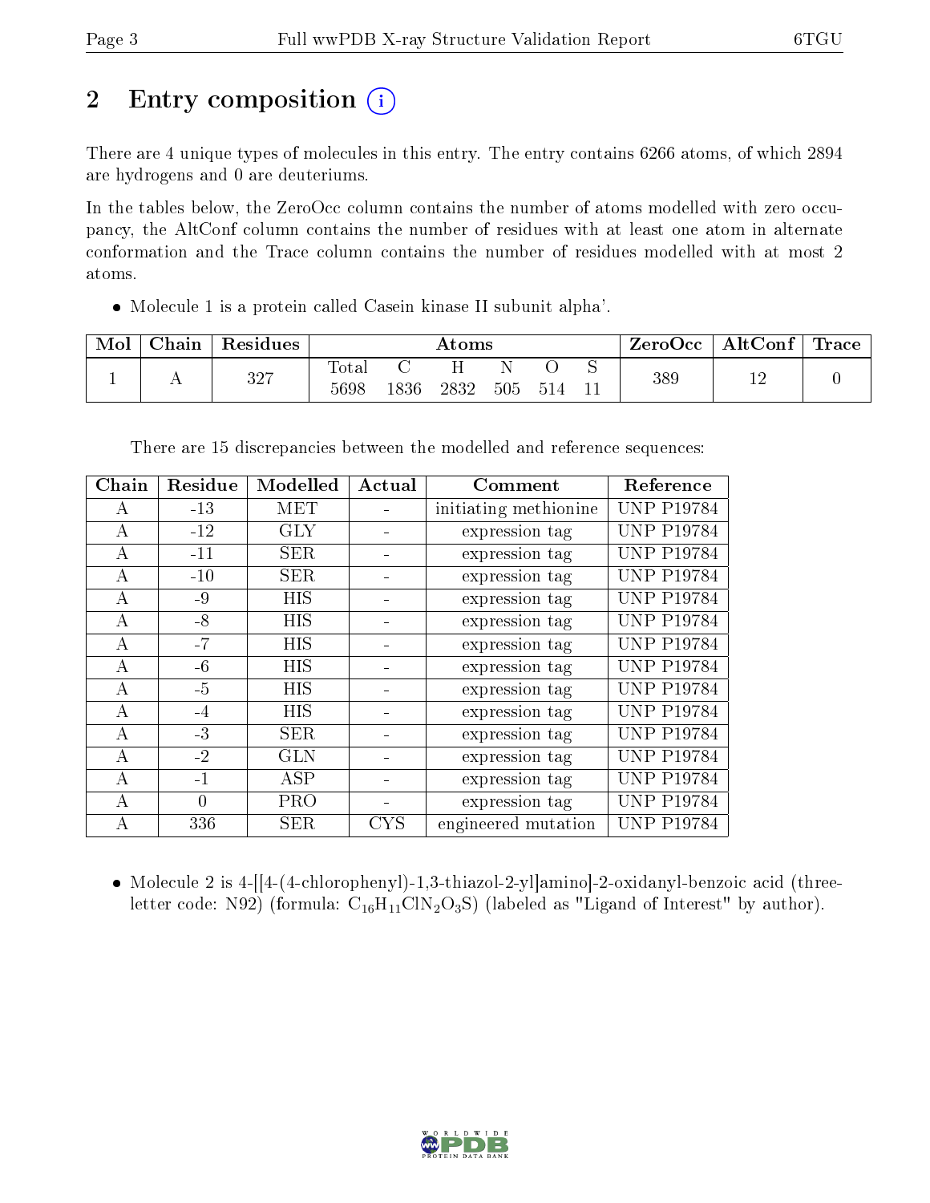# 2 Entry composition

There are 4 unique types of molecules in this entry. The entry contains 6266 atoms, of which 2894 are hydrogens and 0 are deuteriums.

In the tables below, the ZeroOcc column contains the number of atoms modelled with zero occupancy, the AltConf column contains the number of residues with at least one atom in alternate conformation and the Trace column contains the number of residues modelled with at most 2 atoms.

- Molecule 1 is a protein called Casein kinase II subunit alpha'.

| Mol | Chain | Residues | Atoms | | | | | | ZeroOcc | AltConf | Trace |
|---|---|---|---|---|---|---|---|---|---|---|---|
| | | | Total | C | H | N | O | S | | | |
| 1 | A | 327 | 5698 | 1836 | 2832 | 505 | 514 | 11 | 389 | 12 | 0 |

There are 15 discrepancies between the modelled and reference sequences:

| Chain | Residue | Modelled | Actual | Comment | Reference |
|---|---|---|---|---|---|
| A | -13 | MET | - | initiating methionine | UNP P19784 |
| A | -12 | GLY | - | expression tag | UNP P19784 |
| A | -11 | SER | - | expression tag | UNP P19784 |
| A | -10 | SER | - | expression tag | UNP P19784 |
| A | -9 | HIS | - | expression tag | UNP P19784 |
| A | -8 | HIS | - | expression tag | UNP P19784 |
| A | -7 | HIS | - | expression tag | UNP P19784 |
| A | -6 | HIS | - | expression tag | UNP P19784 |
| A | -5 | HIS | - | expression tag | UNP P19784 |
| A | -4 | HIS | - | expression tag | UNP P19784 |
| A | -3 | SER | - | expression tag | UNP P19784 |
| A | -2 | GLN | - | expression tag | UNP P19784 |
| A | -1 | ASP | - | expression tag | UNP P19784 |
| A | 0 | PRO | - | expression tag | UNP P19784 |
| A | 336 | SER | CYS | engineered mutation | UNP P19784 |

- Molecule 2 is 4-[[4-(4-chlorophenyl)-1,3-thiazol-2-yl]amino]-2-oxidanyl-benzoic acid (three-letter code: N92) (formula: $C_{16}H_{11}ClN_2O_3S$) (labeled as "Ligand of Interest" by author).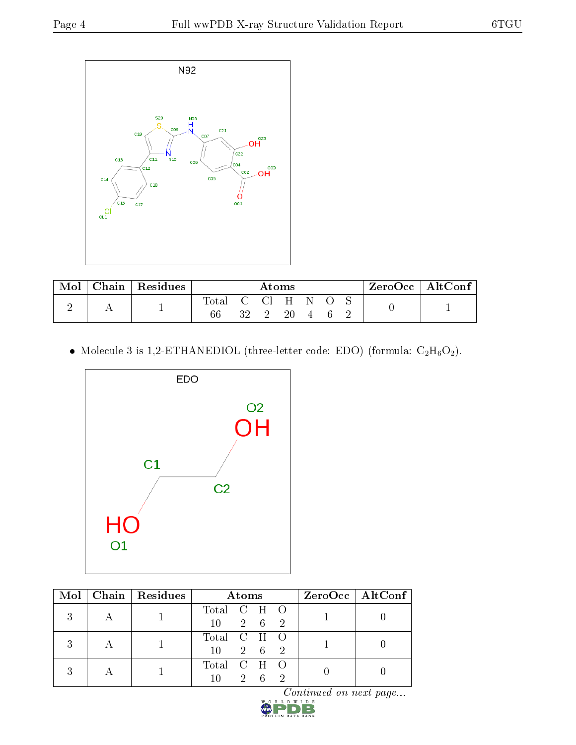| Mol | Chain | Residues | Atoms | | | | | | | ZeroOcc | AltConf |
|---|---|---|---|---|---|---|---|---|---|---|---|
| | | | Total | C | Cl | H | N | O | S | | |
| 2 | A | 1 | 66 | 32 | 2 | 20 | 4 | 6 | 2 | 0 | 1 |

- Molecule 3 is 1,2-ETHANEDIOL (three-letter code: EDO) (formula: $C_2H_6O_2$).

| Mol | Chain | Residues | Atoms | | | | ZeroOcc | AltConf |
|---|---|---|---|---|---|---|---|---|
| | | | Total | C | H | O | | |
| 3 | A | 1 | 10 | 2 | 6 | 2 | 1 | 0 |
| 3 | A | 1 | 10 | 2 | 6 | 2 | 1 | 0 |
| 3 | A | 1 | 10 | 2 | 6 | 2 | 0 | 0 |

*Continued on next page...*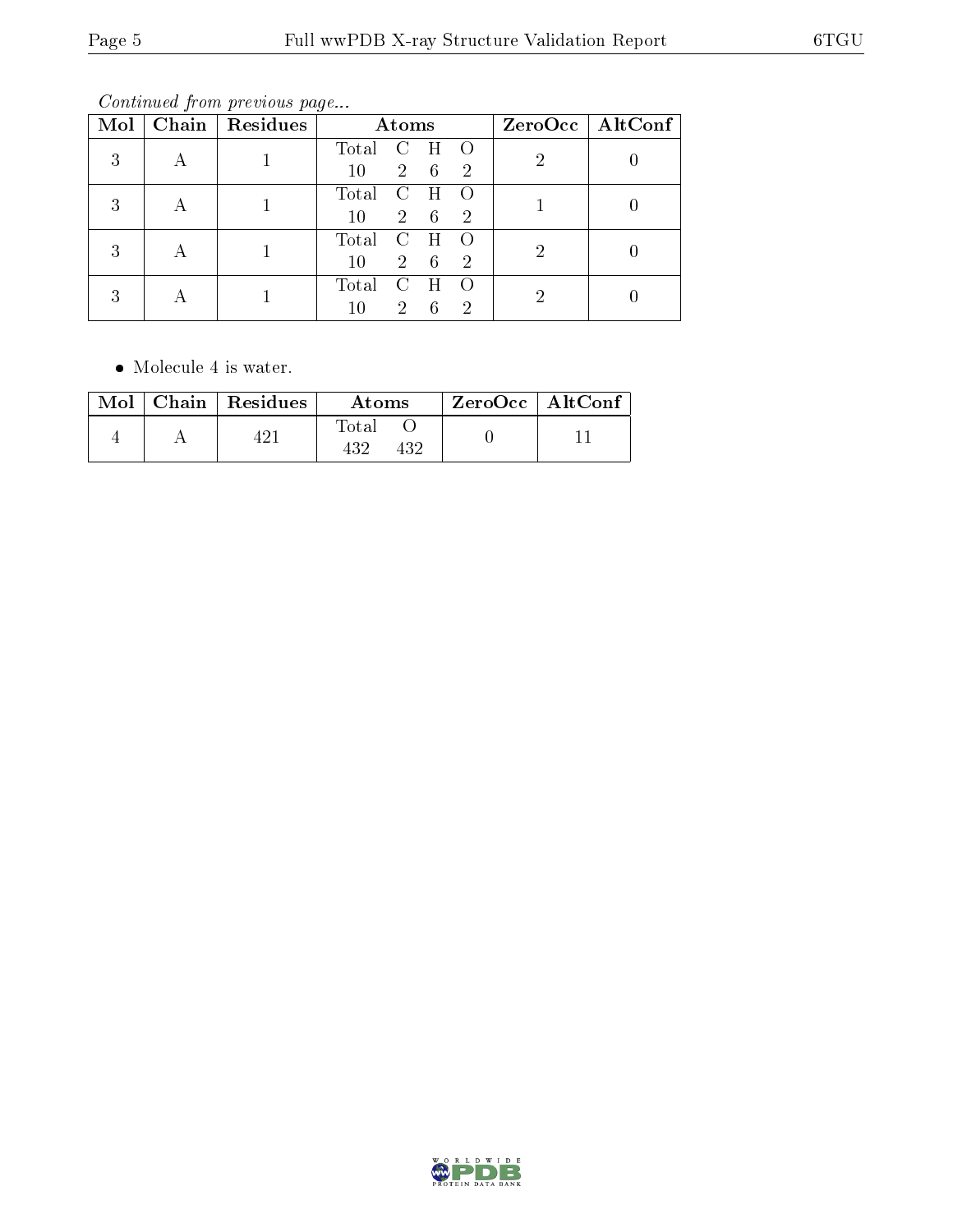*Continued from previous page...*

| Mol | Chain | Residues | Atoms | ZeroOcc | AltConf |
|---|---|---|---|---|---|
| 3 | A | 1 | Total C H O<br>10 2 6 2 | 2 | 0 |
| 3 | A | 1 | Total C H O<br>10 2 6 2 | 1 | 0 |
| 3 | A | 1 | Total C H O<br>10 2 6 2 | 2 | 0 |
| 3 | A | 1 | Total C H O<br>10 2 6 2 | 2 | 0 |

- Molecule 4 is water.

| Mol | Chain | Residues | Atoms | ZeroOcc | AltConf |
|---|---|---|---|---|---|
| 4 | A | 421 | Total O<br>432 432 | 0 | 11 |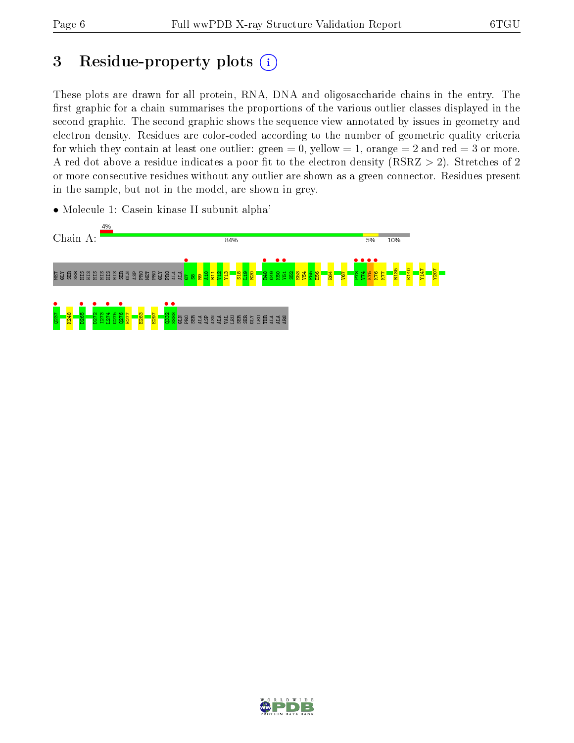# 3 Residue-property plots

These plots are drawn for all protein, RNA, DNA and oligosaccharide chains in the entry. The first graphic for a chain summarises the proportions of the various outlier classes displayed in the second graphic. The second graphic shows the sequence view annotated by issues in geometry and electron density. Residues are color-coded according to the number of geometric quality criteria for which they contain at least one outlier: green = 0, yellow = 1, orange = 2 and red = 3 or more. A red dot above a residue indicates a poor fit to the electron density (RSRZ > 2). Stretches of 2 or more consecutive residues without any outlier are shown as a green connector. Residues present in the sample, but not in the model, are shown in grey.

- Molecule 1: Casein kinase II subunit alpha'

Chain A: 4% | 84% | 5% | 10%

MET GLY SER SER HIS HIS HIS HIS HIS HIS SER GLN ASP PRO MET PRO GLY PRO ALA ALA G7 S8 R9 A10 R11 V12 Y13 S18 L19 R20 R48 G49 K50 Y51 S52 E53 V54 F55 E56 E64 V67 P73 V74 K75 K76 K77 R135 E140 Y147 Y207 Q237 K248 D265 D272 I273 L274 G275 Q276 H277 E283 E297 Q332 S333 GLN PRO SER ALA ASP ASN ALA VAL LEU SER SER GLY LEU THR ALA ALA ARG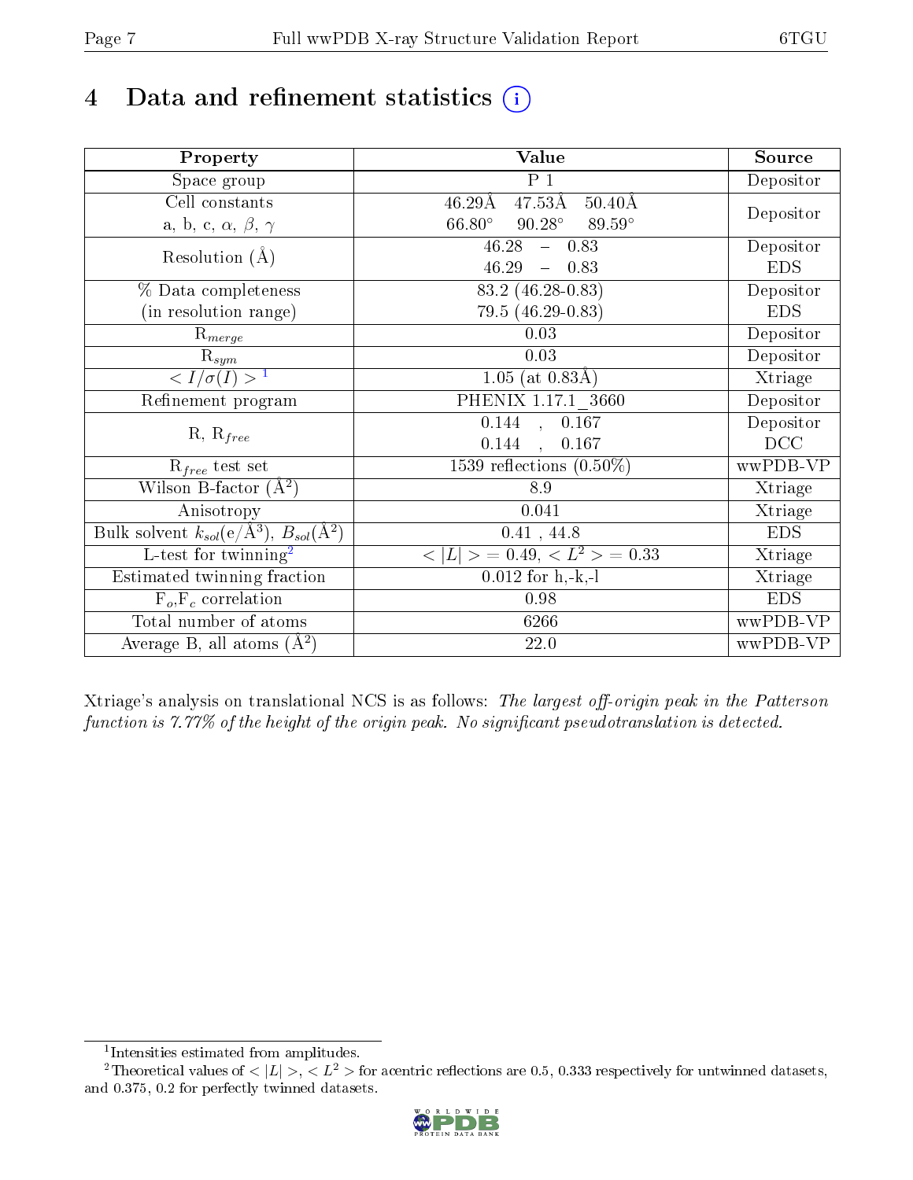# 4 Data and refinement statistics

| Property | Value | Source |
|---|---|---|
| Space group | P 1 | Depositor |
| Cell constants<br>a, b, c, $\alpha$, $\beta$, $\gamma$ | 46.29Å 47.53Å 50.40Å<br>66.80° 90.28° 89.59° | Depositor |
| Resolution (Å) | 46.28 – 0.83 | Depositor |
| | 46.29 – 0.83 | EDS |
| % Data completeness<br>(in resolution range) | 83.2 (46.28-0.83) | Depositor |
| | 79.5 (46.29-0.83) | EDS |
| $R_{merge}$ | 0.03 | Depositor |
| $R_{sym}$ | 0.03 | Depositor |
| $< I/\sigma(I) >$ [1] | 1.05 (at 0.83Å) | Xtriage |
| Refinement program | PHENIX 1.17.1_3660 | Depositor |
| R, $R_{free}$ | 0.144 , 0.167 | Depositor |
| | 0.144 , 0.167 | DCC |
| $R_{free}$ test set | 1539 reflections (0.50%) | wwPDB-VP |
| Wilson B-factor (Å$^2$) | 8.9 | Xtriage |
| Anisotropy | 0.041 | Xtriage |
| Bulk solvent $k_{sol}$(e/Å$^3$), $B_{sol}$(Å$^2$) | 0.41 , 44.8 | EDS |
| L-test for twinning[2] | $< \|L\| > = 0.49$, $< L^2 > = 0.33$ | Xtriage |
| Estimated twinning fraction | 0.012 for h,-k,-l | Xtriage |
| $F_o$,$F_c$ correlation | 0.98 | EDS |
| Total number of atoms | 6266 | wwPDB-VP |
| Average B, all atoms (Å$^2$) | 22.0 | wwPDB-VP |

Xtriage's analysis on translational NCS is as follows: *The largest off-origin peak in the Patterson function is 7.77% of the height of the origin peak. No significant pseudotranslation is detected.*

[1] Intensities estimated from amplitudes.

[2] Theoretical values of $< |L| >$, $< L^2 >$ for acentric reflections are 0.5, 0.333 respectively for untwinned datasets, and 0.375, 0.2 for perfectly twinned datasets.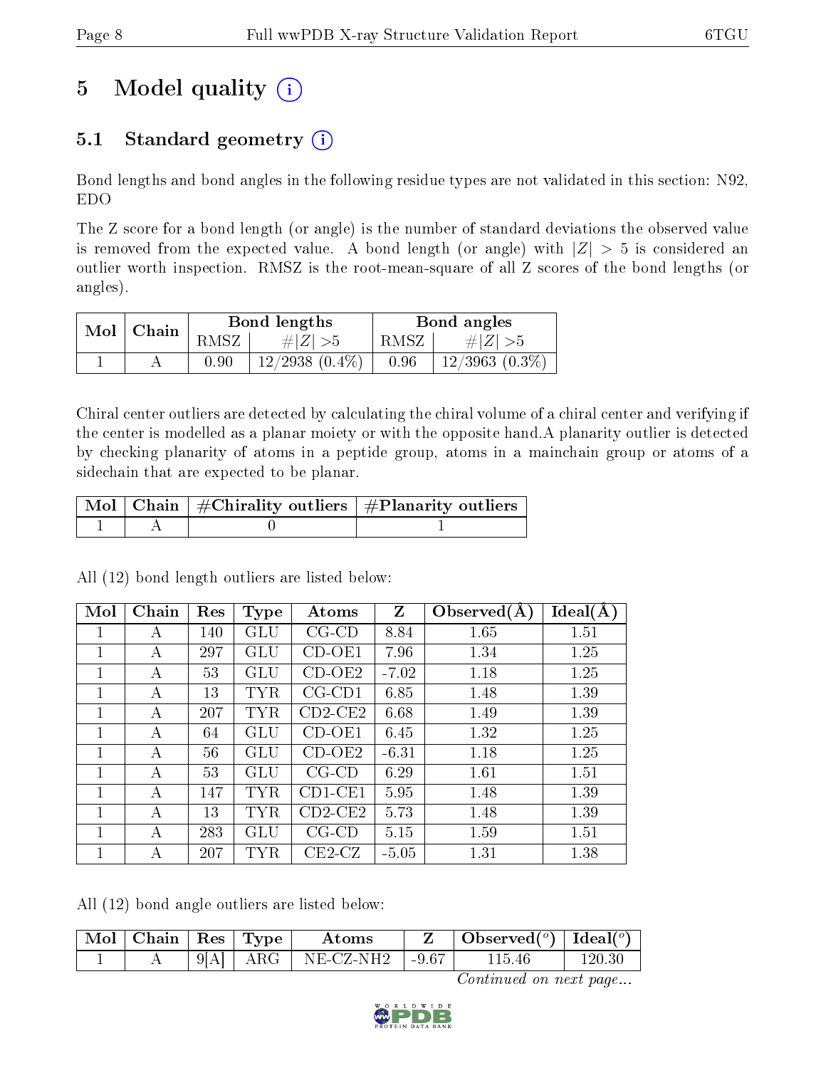# 5 Model quality (i)

## 5.1 Standard geometry (i)

Bond lengths and bond angles in the following residue types are not validated in this section: N92, EDO

The Z score for a bond length (or angle) is the number of standard deviations the observed value is removed from the expected value. A bond length (or angle) with $|Z| > 5$ is considered an outlier worth inspection. RMSZ is the root-mean-square of all Z scores of the bond lengths (or angles).

| Mol | Chain | Bond lengths | | Bond angles | |
|---|---|---|---|---|---|
| | | RMSZ | $\#|Z| > 5$ | RMSZ | $\#|Z| > 5$ |
| 1 | A | 0.90 | 12/2938 (0.4%) | 0.96 | 12/3963 (0.3%) |

Chiral center outliers are detected by calculating the chiral volume of a chiral center and verifying if the center is modelled as a planar moiety or with the opposite hand.A planarity outlier is detected by checking planarity of atoms in a peptide group, atoms in a mainchain group or atoms of a sidechain that are expected to be planar.

| Mol | Chain | #Chirality outliers | #Planarity outliers |
|---|---|---|---|
| 1 | A | 0 | 1 |

All (12) bond length outliers are listed below:

| Mol | Chain | Res | Type | Atoms | Z | Observed(Å) | Ideal(Å) |
|---|---|---|---|---|---|---|---|
| 1 | A | 140 | GLU | CG-CD | 8.84 | 1.65 | 1.51 |
| 1 | A | 297 | GLU | CD-OE1 | 7.96 | 1.34 | 1.25 |
| 1 | A | 53 | GLU | CD-OE2 | -7.02 | 1.18 | 1.25 |
| 1 | A | 13 | TYR | CG-CD1 | 6.85 | 1.48 | 1.39 |
| 1 | A | 207 | TYR | CD2-CE2 | 6.68 | 1.49 | 1.39 |
| 1 | A | 64 | GLU | CD-OE1 | 6.45 | 1.32 | 1.25 |
| 1 | A | 56 | GLU | CD-OE2 | -6.31 | 1.18 | 1.25 |
| 1 | A | 53 | GLU | CG-CD | 6.29 | 1.61 | 1.51 |
| 1 | A | 147 | TYR | CD1-CE1 | 5.95 | 1.48 | 1.39 |
| 1 | A | 13 | TYR | CD2-CE2 | 5.73 | 1.48 | 1.39 |
| 1 | A | 283 | GLU | CG-CD | 5.15 | 1.59 | 1.51 |
| 1 | A | 207 | TYR | CE2-CZ | -5.05 | 1.31 | 1.38 |

All (12) bond angle outliers are listed below:

| Mol | Chain | Res | Type | Atoms | Z | Observed(°) | Ideal(°) |
|---|---|---|---|---|---|---|---|
| 1 | A | 9[A] | ARG | NE-CZ-NH2 | -9.67 | 115.46 | 120.30 |

*Continued on next page...*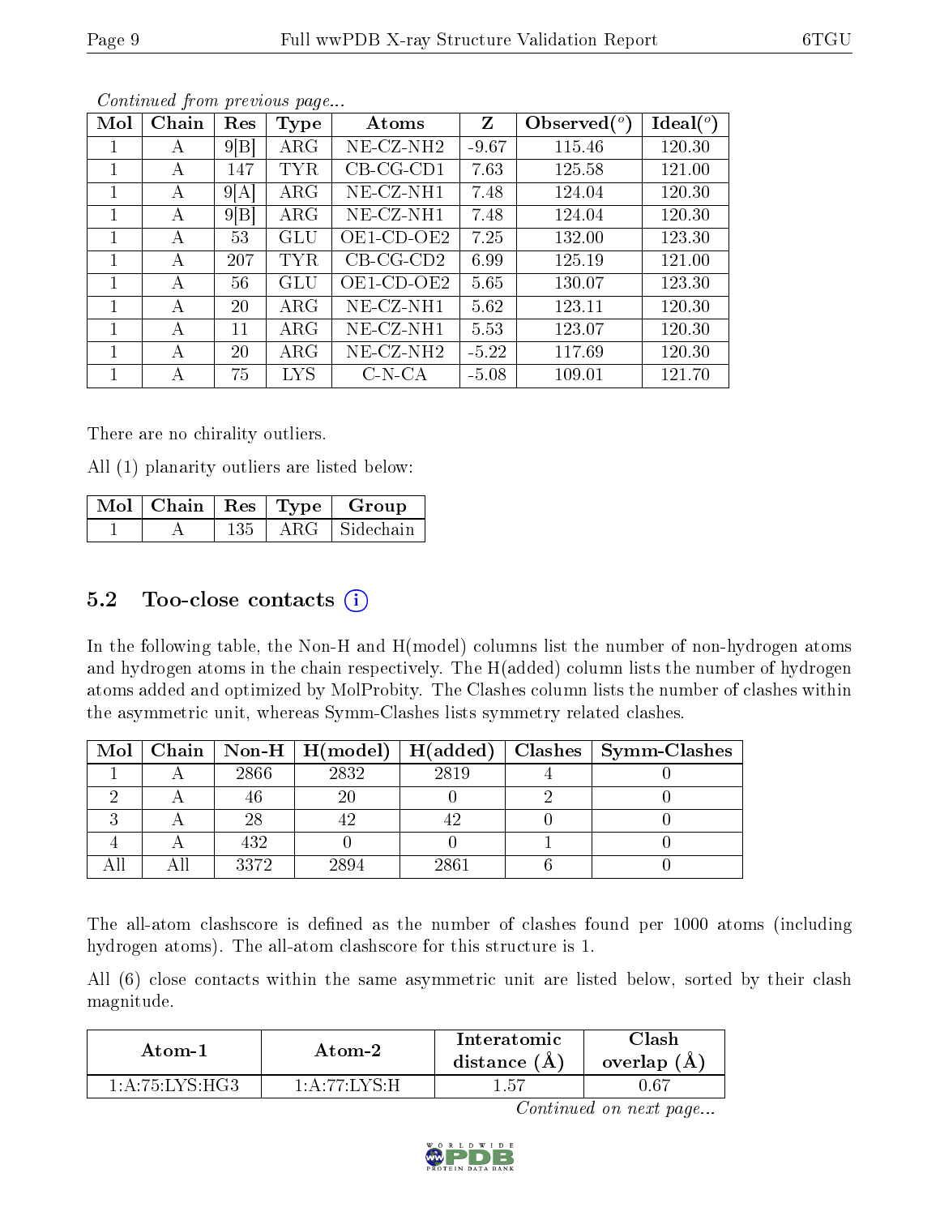*Continued from previous page...*

| Mol | Chain | Res | Type | Atoms | Z | Observed(°) | Ideal(°) |
|---|---|---|---|---|---|---|---|
| 1 | A | 9[B] | ARG | NE-CZ-NH2 | -9.67 | 115.46 | 120.30 |
| 1 | A | 147 | TYR | CB-CG-CD1 | 7.63 | 125.58 | 121.00 |
| 1 | A | 9[A] | ARG | NE-CZ-NH1 | 7.48 | 124.04 | 120.30 |
| 1 | A | 9[B] | ARG | NE-CZ-NH1 | 7.48 | 124.04 | 120.30 |
| 1 | A | 53 | GLU | OE1-CD-OE2 | 7.25 | 132.00 | 123.30 |
| 1 | A | 207 | TYR | CB-CG-CD2 | 6.99 | 125.19 | 121.00 |
| 1 | A | 56 | GLU | OE1-CD-OE2 | 5.65 | 130.07 | 123.30 |
| 1 | A | 20 | ARG | NE-CZ-NH1 | 5.62 | 123.11 | 120.30 |
| 1 | A | 11 | ARG | NE-CZ-NH1 | 5.53 | 123.07 | 120.30 |
| 1 | A | 20 | ARG | NE-CZ-NH2 | -5.22 | 117.69 | 120.30 |
| 1 | A | 75 | LYS | C-N-CA | -5.08 | 109.01 | 121.70 |

There are no chirality outliers.

All (1) planarity outliers are listed below:

| Mol | Chain | Res | Type | Group |
|---|---|---|---|---|
| 1 | A | 135 | ARG | Sidechain |

## 5.2 Too-close contacts

In the following table, the Non-H and H(model) columns list the number of non-hydrogen atoms and hydrogen atoms in the chain respectively. The H(added) column lists the number of hydrogen atoms added and optimized by MolProbity. The Clashes column lists the number of clashes within the asymmetric unit, whereas Symm-Clashes lists symmetry related clashes.

| Mol | Chain | Non-H | H(model) | H(added) | Clashes | Symm-Clashes |
|---|---|---|---|---|---|---|
| 1 | A | 2866 | 2832 | 2819 | 4 | 0 |
| 2 | A | 46 | 20 | 0 | 2 | 0 |
| 3 | A | 28 | 42 | 42 | 0 | 0 |
| 4 | A | 432 | 0 | 0 | 1 | 0 |
| All | All | 3372 | 2894 | 2861 | 6 | 0 |

The all-atom clashscore is defined as the number of clashes found per 1000 atoms (including hydrogen atoms). The all-atom clashscore for this structure is 1.

All (6) close contacts within the same asymmetric unit are listed below, sorted by their clash magnitude.

| Atom-1 | Atom-2 | Interatomic distance (Å) | Clash overlap (Å) |
|---|---|---|---|
| 1:A:75:LYS:HG3 | 1:A:77:LYS:H | 1.57 | 0.67 |

*Continued on next page...*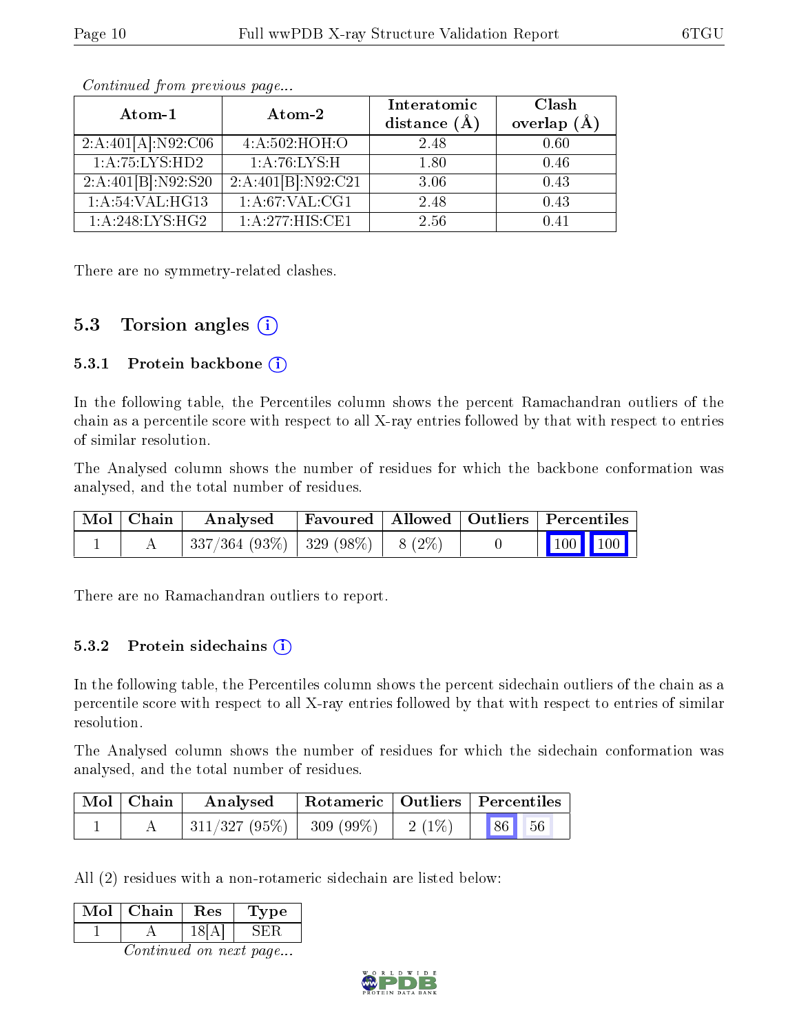*Continued from previous page...*

| Atom-1 | Atom-2 | Interatomic distance (Å) | Clash overlap (Å) |
|---|---|---|---|
| 2:A:401[A]:N92:C06 | 4:A:502:HOH:O | 2.48 | 0.60 |
| 1:A:75:LYS:HD2 | 1:A:76:LYS:H | 1.80 | 0.46 |
| 2:A:401[B]:N92:S20 | 2:A:401[B]:N92:C21 | 3.06 | 0.43 |
| 1:A:54:VAL:HG13 | 1:A:67:VAL:CG1 | 2.48 | 0.43 |
| 1:A:248:LYS:HG2 | 1:A:277:HIS:CE1 | 2.56 | 0.41 |

There are no symmetry-related clashes.

## 5.3 Torsion angles (i)

### 5.3.1 Protein backbone (i)

In the following table, the Percentiles column shows the percent Ramachandran outliers of the chain as a percentile score with respect to all X-ray entries followed by that with respect to entries of similar resolution.

The Analysed column shows the number of residues for which the backbone conformation was analysed, and the total number of residues.

| Mol | Chain | Analysed | Favoured | Allowed | Outliers | Percentiles |
|---|---|---|---|---|---|---|
| 1 | A | 337/364 (93%) | 329 (98%) | 8 (2%) | 0 | 100 100 |

There are no Ramachandran outliers to report.

### 5.3.2 Protein sidechains (i)

In the following table, the Percentiles column shows the percent sidechain outliers of the chain as a percentile score with respect to all X-ray entries followed by that with respect to entries of similar resolution.

The Analysed column shows the number of residues for which the sidechain conformation was analysed, and the total number of residues.

| Mol | Chain | Analysed | Rotameric | Outliers | Percentiles |
|---|---|---|---|---|---|
| 1 | A | 311/327 (95%) | 309 (99%) | 2 (1%) | 86 56 |

All (2) residues with a non-rotameric sidechain are listed below:

| Mol | Chain | Res | Type |
|---|---|---|---|
| 1 | A | 18[A] | SER |

*Continued on next page...*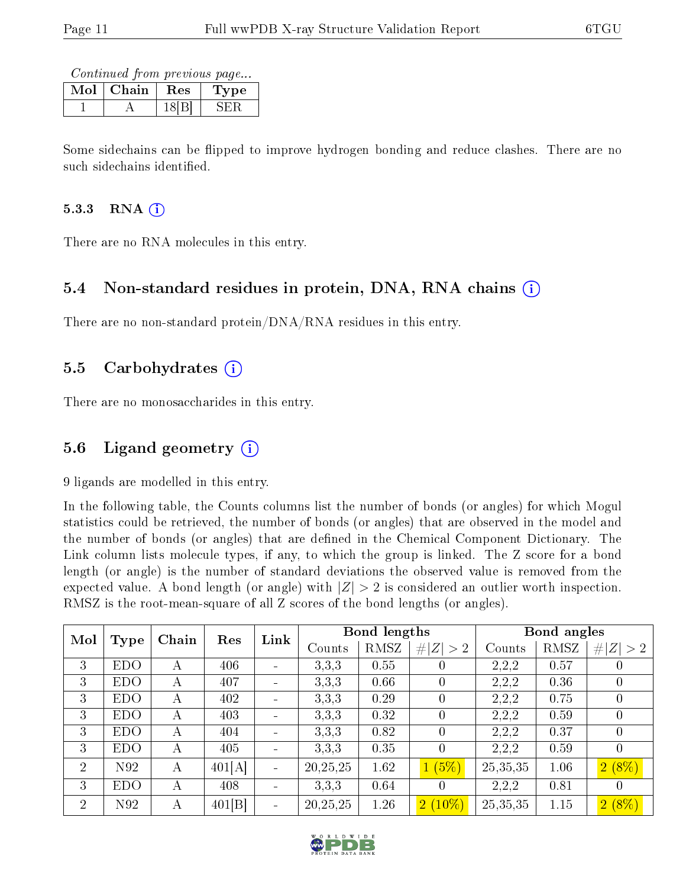*Continued from previous page...*

| Mol | Chain | Res | Type |
|---|---|---|---|
| 1 | A | 18[B] | SER |

Some sidechains can be flipped to improve hydrogen bonding and reduce clashes. There are no such sidechains identified.

### 5.3.3 RNA

There are no RNA molecules in this entry.

## 5.4 Non-standard residues in protein, DNA, RNA chains

There are no non-standard protein/DNA/RNA residues in this entry.

## 5.5 Carbohydrates

There are no monosaccharides in this entry.

## 5.6 Ligand geometry

9 ligands are modelled in this entry.

In the following table, the Counts columns list the number of bonds (or angles) for which Mogul statistics could be retrieved, the number of bonds (or angles) that are observed in the model and the number of bonds (or angles) that are defined in the Chemical Component Dictionary. The Link column lists molecule types, if any, to which the group is linked. The Z score for a bond length (or angle) is the number of standard deviations the observed value is removed from the expected value. A bond length (or angle) with $|Z| > 2$ is considered an outlier worth inspection. RMSZ is the root-mean-square of all Z scores of the bond lengths (or angles).

| Mol | Type | Chain | Res | Link | Bond lengths | | | Bond angles | | |
|---|---|---|---|---|---|---|---|---|---|---|
| | | | | | Counts | RMSZ | $\#\|Z\|>2$ | Counts | RMSZ | $\#\|Z\|>2$ |
| 3 | EDO | A | 406 | - | 3,3,3 | 0.55 | 0 | 2,2,2 | 0.57 | 0 |
| 3 | EDO | A | 407 | - | 3,3,3 | 0.66 | 0 | 2,2,2 | 0.36 | 0 |
| 3 | EDO | A | 402 | - | 3,3,3 | 0.29 | 0 | 2,2,2 | 0.75 | 0 |
| 3 | EDO | A | 403 | - | 3,3,3 | 0.32 | 0 | 2,2,2 | 0.59 | 0 |
| 3 | EDO | A | 404 | - | 3,3,3 | 0.82 | 0 | 2,2,2 | 0.37 | 0 |
| 3 | EDO | A | 405 | - | 3,3,3 | 0.35 | 0 | 2,2,2 | 0.59 | 0 |
| 2 | N92 | A | 401[A] | - | 20,25,25 | 1.62 | 1 (5%) | 25,35,35 | 1.06 | 2 (8%) |
| 3 | EDO | A | 408 | - | 3,3,3 | 0.64 | 0 | 2,2,2 | 0.81 | 0 |
| 2 | N92 | A | 401[B] | - | 20,25,25 | 1.26 | 2 (10%) | 25,35,35 | 1.15 | 2 (8%) |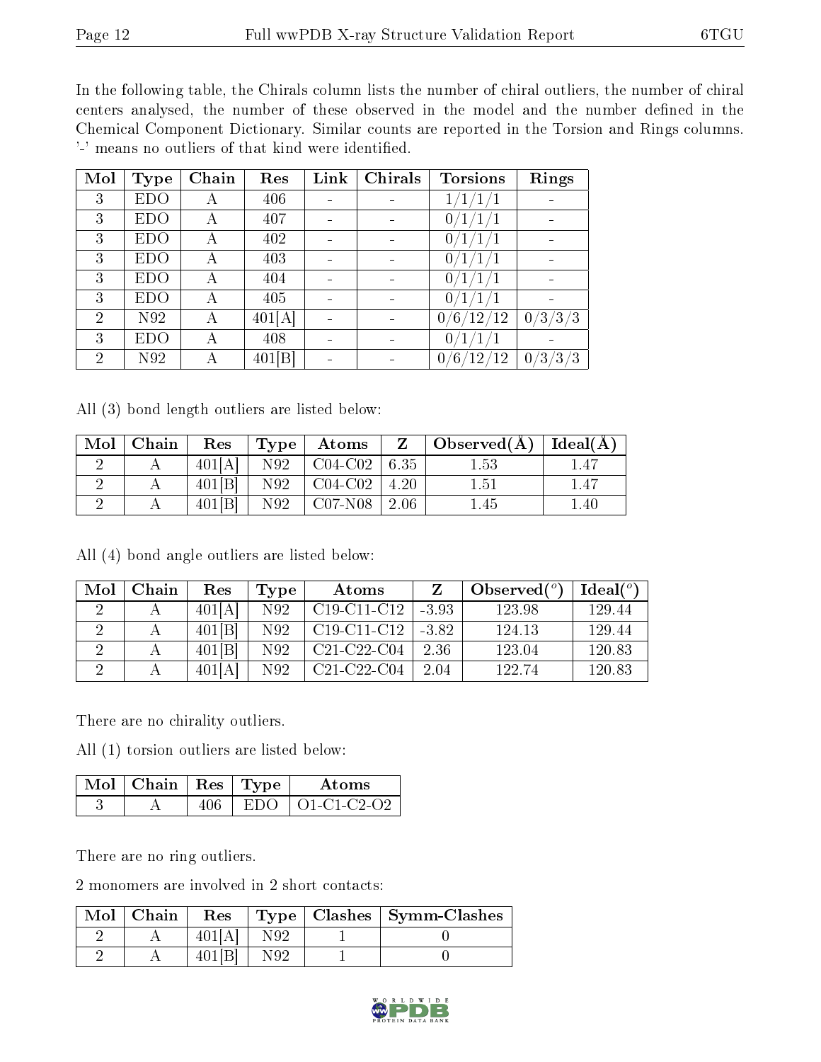In the following table, the Chirals column lists the number of chiral outliers, the number of chiral centers analysed, the number of these observed in the model and the number defined in the Chemical Component Dictionary. Similar counts are reported in the Torsion and Rings columns. '-' means no outliers of that kind were identified.

| Mol | Type | Chain | Res | Link | Chirals | Torsions | Rings |
|---|---|---|---|---|---|---|---|
| 3 | EDO | A | 406 | - | - | 1/1/1/1 | - |
| 3 | EDO | A | 407 | - | - | 0/1/1/1 | - |
| 3 | EDO | A | 402 | - | - | 0/1/1/1 | - |
| 3 | EDO | A | 403 | - | - | 0/1/1/1 | - |
| 3 | EDO | A | 404 | - | - | 0/1/1/1 | - |
| 3 | EDO | A | 405 | - | - | 0/1/1/1 | - |
| 2 | N92 | A | 401[A] | - | - | 0/6/12/12 | 0/3/3/3 |
| 3 | EDO | A | 408 | - | - | 0/1/1/1 | - |
| 2 | N92 | A | 401[B] | - | - | 0/6/12/12 | 0/3/3/3 |

All (3) bond length outliers are listed below:

| Mol | Chain | Res | Type | Atoms | Z | Observed(Å) | Ideal(Å) |
|---|---|---|---|---|---|---|---|
| 2 | A | 401[A] | N92 | C04-C02 | 6.35 | 1.53 | 1.47 |
| 2 | A | 401[B] | N92 | C04-C02 | 4.20 | 1.51 | 1.47 |
| 2 | A | 401[B] | N92 | C07-N08 | 2.06 | 1.45 | 1.40 |

All (4) bond angle outliers are listed below:

| Mol | Chain | Res | Type | Atoms | Z | Observed(°) | Ideal(°) |
|---|---|---|---|---|---|---|---|
| 2 | A | 401[A] | N92 | C19-C11-C12 | -3.93 | 123.98 | 129.44 |
| 2 | A | 401[B] | N92 | C19-C11-C12 | -3.82 | 124.13 | 129.44 |
| 2 | A | 401[B] | N92 | C21-C22-C04 | 2.36 | 123.04 | 120.83 |
| 2 | A | 401[A] | N92 | C21-C22-C04 | 2.04 | 122.74 | 120.83 |

There are no chirality outliers.

All (1) torsion outliers are listed below:

| Mol | Chain | Res | Type | Atoms |
|---|---|---|---|---|
| 3 | A | 406 | EDO | O1-C1-C2-O2 |

There are no ring outliers.

2 monomers are involved in 2 short contacts:

| Mol | Chain | Res | Type | Clashes | Symm-Clashes |
|---|---|---|---|---|---|
| 2 | A | 401[A] | N92 | 1 | 0 |
| 2 | A | 401[B] | N92 | 1 | 0 |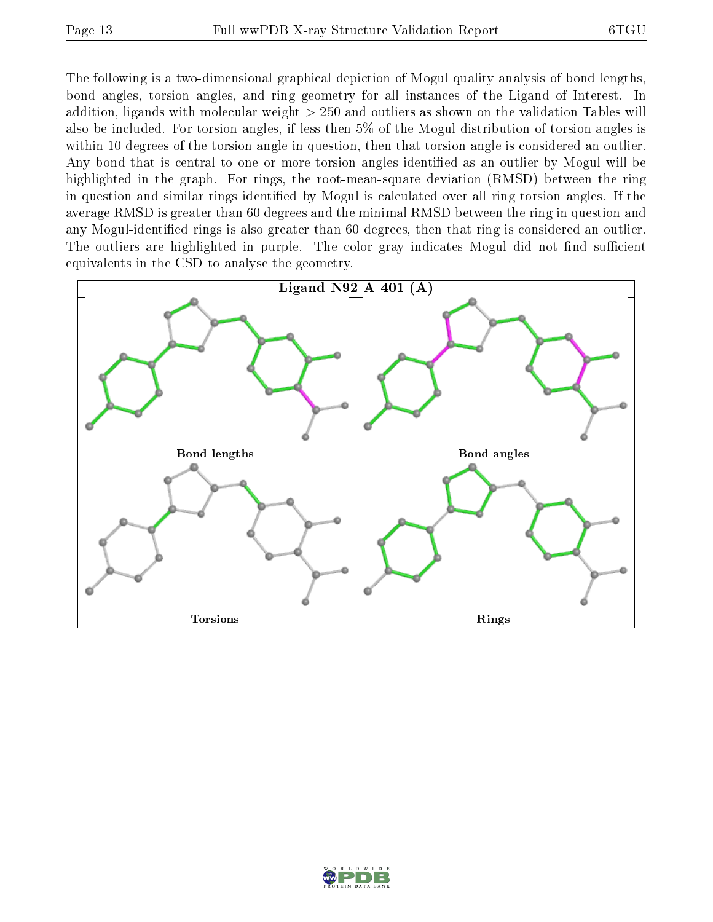The following is a two-dimensional graphical depiction of Mogul quality analysis of bond lengths, bond angles, torsion angles, and ring geometry for all instances of the Ligand of Interest. In addition, ligands with molecular weight > 250 and outliers as shown on the validation Tables will also be included. For torsion angles, if less then 5% of the Mogul distribution of torsion angles is within 10 degrees of the torsion angle in question, then that torsion angle is considered an outlier. Any bond that is central to one or more torsion angles identified as an outlier by Mogul will be highlighted in the graph. For rings, the root-mean-square deviation (RMSD) between the ring in question and similar rings identified by Mogul is calculated over all ring torsion angles. If the average RMSD is greater than 60 degrees and the minimal RMSD between the ring in question and any Mogul-identified rings is also greater than 60 degrees, then that ring is considered an outlier. The outliers are highlighted in purple. The color gray indicates Mogul did not find sufficient equivalents in the CSD to analyse the geometry.

**Ligand N92 A 401 (A)**

Bond lengths

Bond angles

Torsions

Rings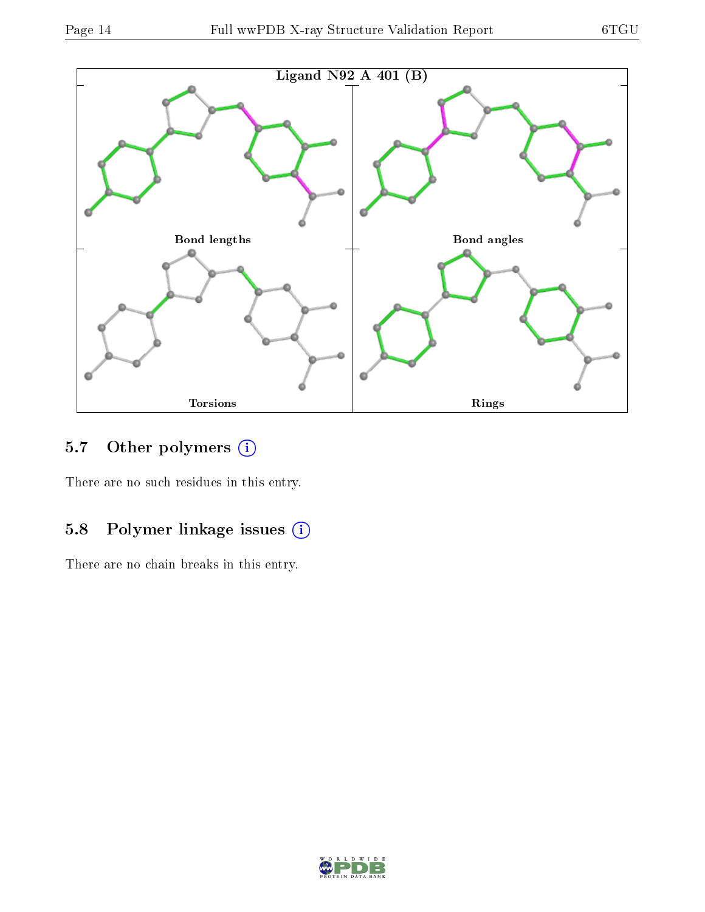Ligand N92 A 401 (B)

Bond lengths

Bond angles

Torsions

Rings

## 5.7 Other polymers

There are no such residues in this entry.

## 5.8 Polymer linkage issues

There are no chain breaks in this entry.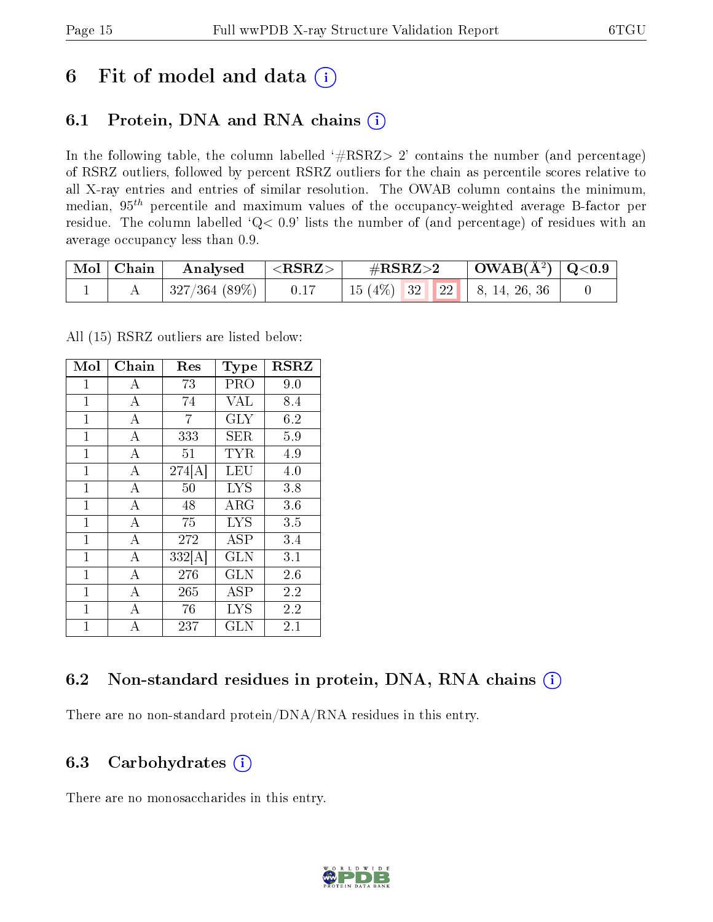# 6 Fit of model and data (i)

## 6.1 Protein, DNA and RNA chains (i)

In the following table, the column labelled '#RSRZ> 2' contains the number (and percentage) of RSRZ outliers, followed by percent RSRZ outliers for the chain as percentile scores relative to all X-ray entries and entries of similar resolution. The OWAB column contains the minimum, median, $95^{th}$ percentile and maximum values of the occupancy-weighted average B-factor per residue. The column labelled 'Q< 0.9' lists the number of (and percentage) of residues with an average occupancy less than 0.9.

| Mol | Chain | Analysed | <RSRZ> | #RSRZ>2 | | | OWAB(Å$^2$) | Q<0.9 |
|---|---|---|---|---|---|---|---|---|
| 1 | A | 327/364 (89%) | 0.17 | 15 (4%) | 32 | 22 | 8, 14, 26, 36 | 0 |

All (15) RSRZ outliers are listed below:

| Mol | Chain | Res | Type | RSRZ |
|---|---|---|---|---|
| 1 | A | 73 | PRO | 9.0 |
| 1 | A | 74 | VAL | 8.4 |
| 1 | A | 7 | GLY | 6.2 |
| 1 | A | 333 | SER | 5.9 |
| 1 | A | 51 | TYR | 4.9 |
| 1 | A | 274[A] | LEU | 4.0 |
| 1 | A | 50 | LYS | 3.8 |
| 1 | A | 48 | ARG | 3.6 |
| 1 | A | 75 | LYS | 3.5 |
| 1 | A | 272 | ASP | 3.4 |
| 1 | A | 332[A] | GLN | 3.1 |
| 1 | A | 276 | GLN | 2.6 |
| 1 | A | 265 | ASP | 2.2 |
| 1 | A | 76 | LYS | 2.2 |
| 1 | A | 237 | GLN | 2.1 |

## 6.2 Non-standard residues in protein, DNA, RNA chains (i)

There are no non-standard protein/DNA/RNA residues in this entry.

## 6.3 Carbohydrates (i)

There are no monosaccharides in this entry.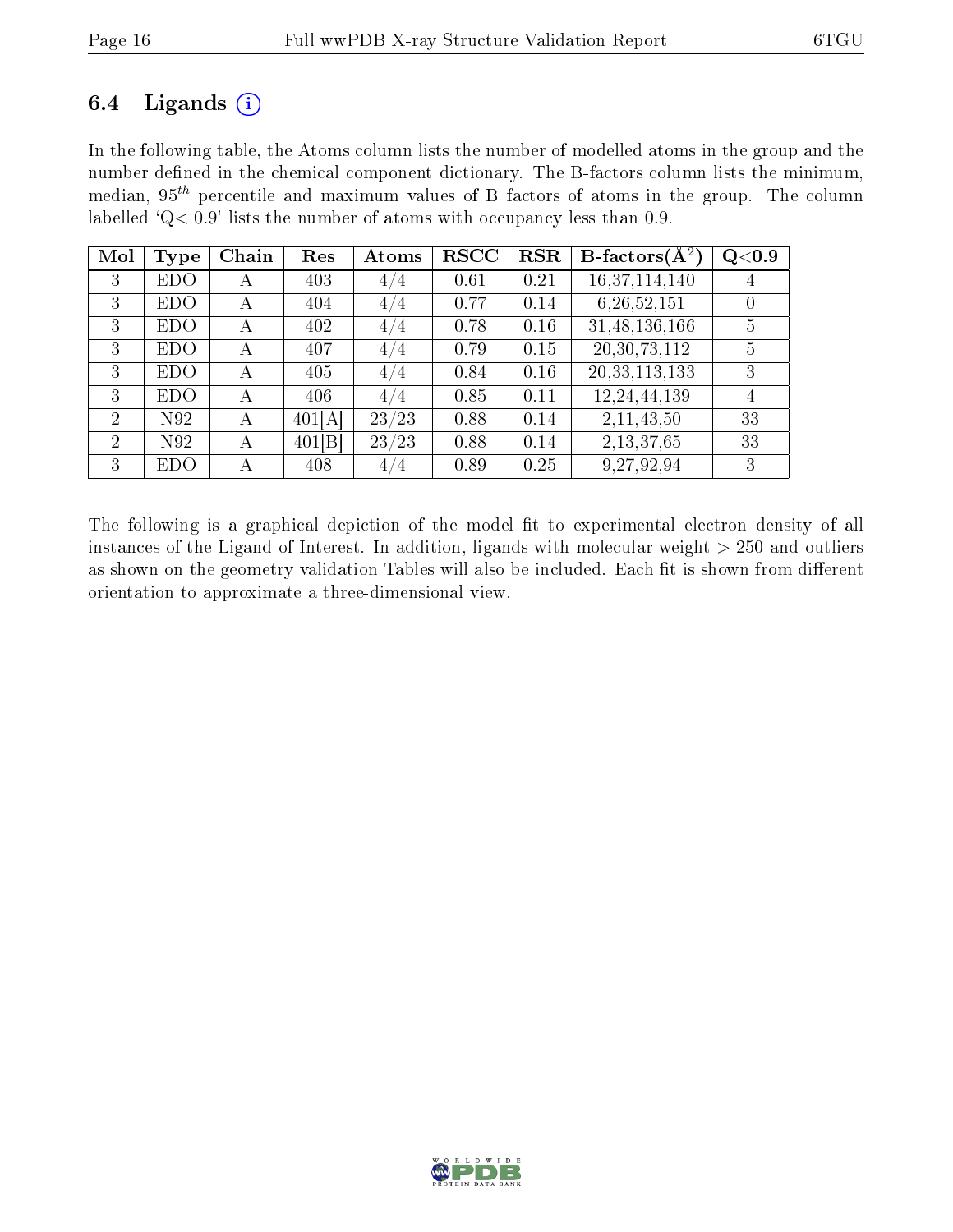## 6.4 Ligands (i)

In the following table, the Atoms column lists the number of modelled atoms in the group and the number defined in the chemical component dictionary. The B-factors column lists the minimum, median, $95^{th}$ percentile and maximum values of B factors of atoms in the group. The column labelled 'Q< 0.9' lists the number of atoms with occupancy less than 0.9.

| Mol | Type | Chain | Res | Atoms | RSCC | RSR | B-factors(Å$^2$) | Q<0.9 |
|---|---|---|---|---|---|---|---|---|
| 3 | EDO | A | 403 | 4/4 | 0.61 | 0.21 | 16,37,114,140 | 4 |
| 3 | EDO | A | 404 | 4/4 | 0.77 | 0.14 | 6,26,52,151 | 0 |
| 3 | EDO | A | 402 | 4/4 | 0.78 | 0.16 | 31,48,136,166 | 5 |
| 3 | EDO | A | 407 | 4/4 | 0.79 | 0.15 | 20,30,73,112 | 5 |
| 3 | EDO | A | 405 | 4/4 | 0.84 | 0.16 | 20,33,113,133 | 3 |
| 3 | EDO | A | 406 | 4/4 | 0.85 | 0.11 | 12,24,44,139 | 4 |
| 2 | N92 | A | 401[A] | 23/23 | 0.88 | 0.14 | 2,11,43,50 | 33 |
| 2 | N92 | A | 401[B] | 23/23 | 0.88 | 0.14 | 2,13,37,65 | 33 |
| 3 | EDO | A | 408 | 4/4 | 0.89 | 0.25 | 9,27,92,94 | 3 |

The following is a graphical depiction of the model fit to experimental electron density of all instances of the Ligand of Interest. In addition, ligands with molecular weight > 250 and outliers as shown on the geometry validation Tables will also be included. Each fit is shown from different orientation to approximate a three-dimensional view.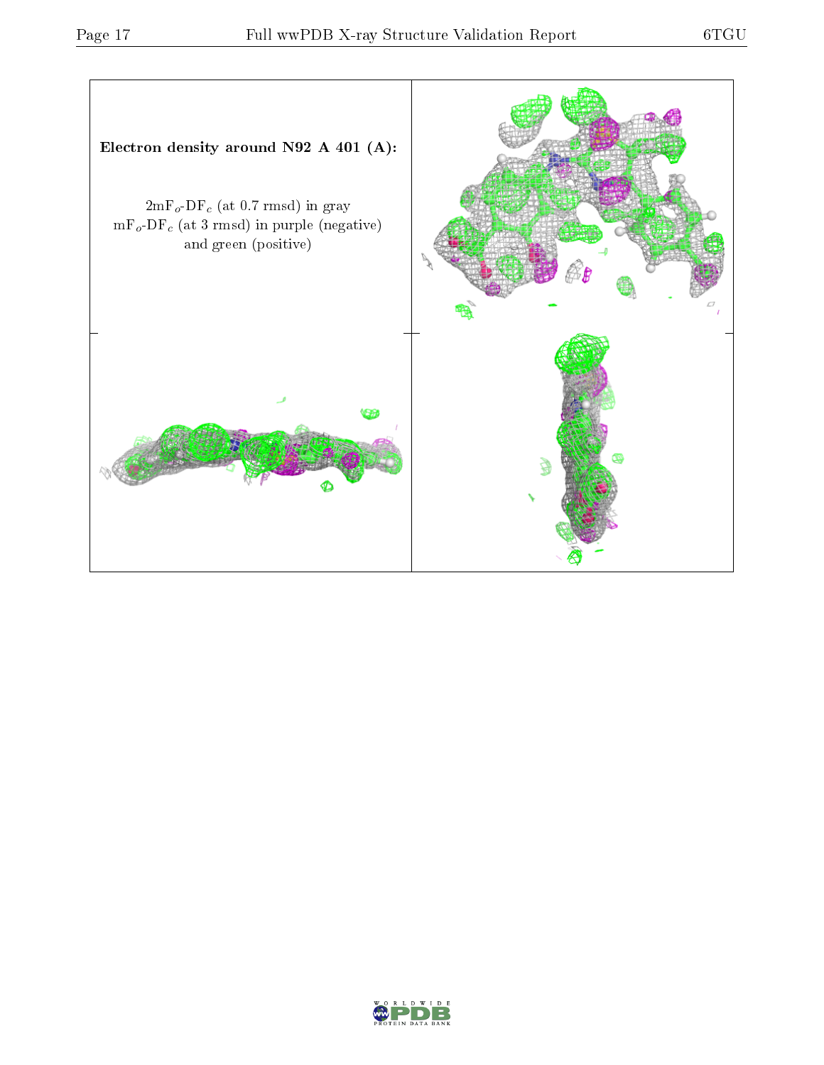**Electron density around N92 A 401 (A):**

$2mF_o$-$DF_c$ (at 0.7 rmsd) in gray
$mF_o$-$DF_c$ (at 3 rmsd) in purple (negative)
and green (positive)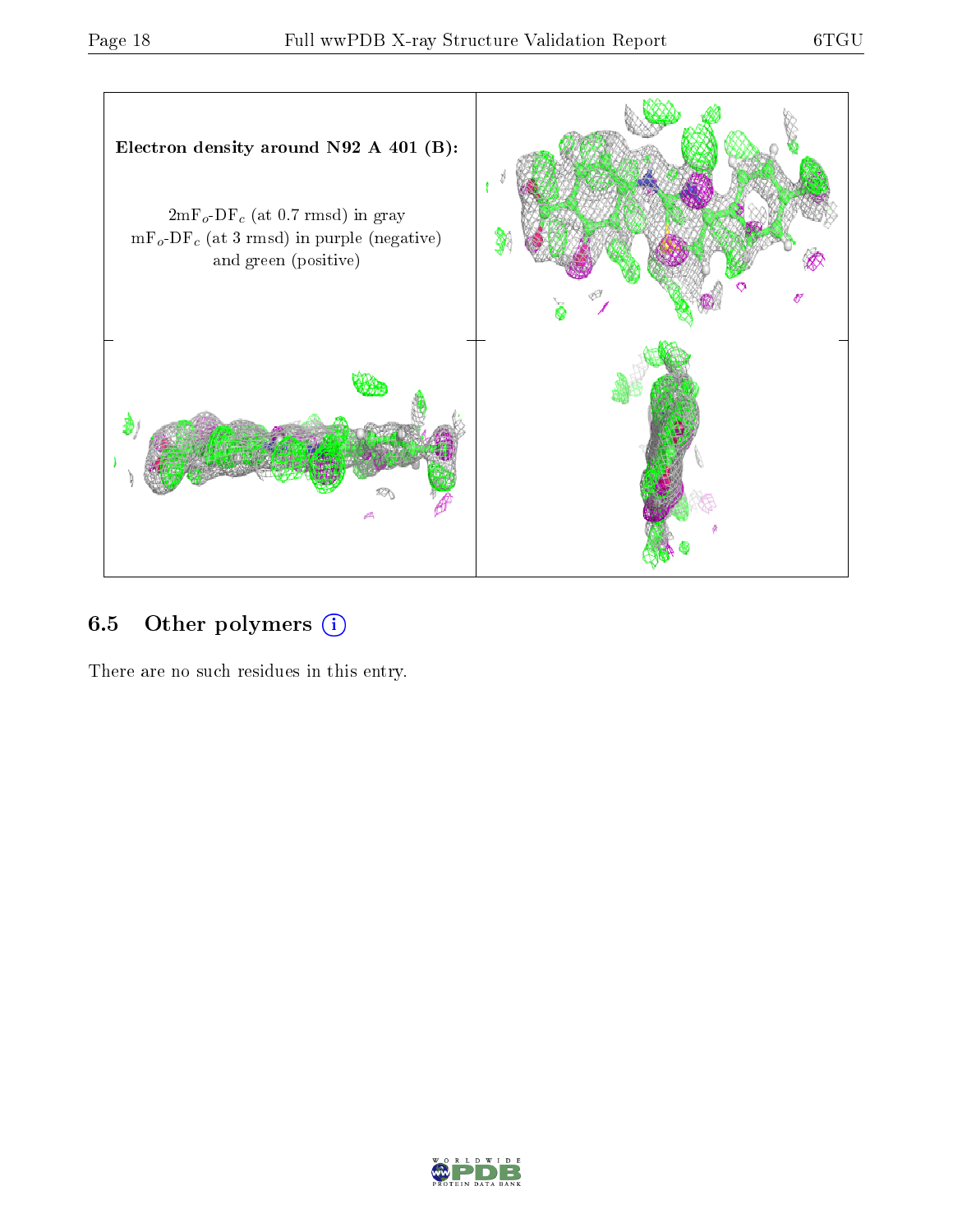**Electron density around N92 A 401 (B):**

$2mF_o$-$DF_c$ (at 0.7 rmsd) in gray
$mF_o$-$DF_c$ (at 3 rmsd) in purple (negative)
and green (positive)

## 6.5 Other polymers (i)

There are no such residues in this entry.